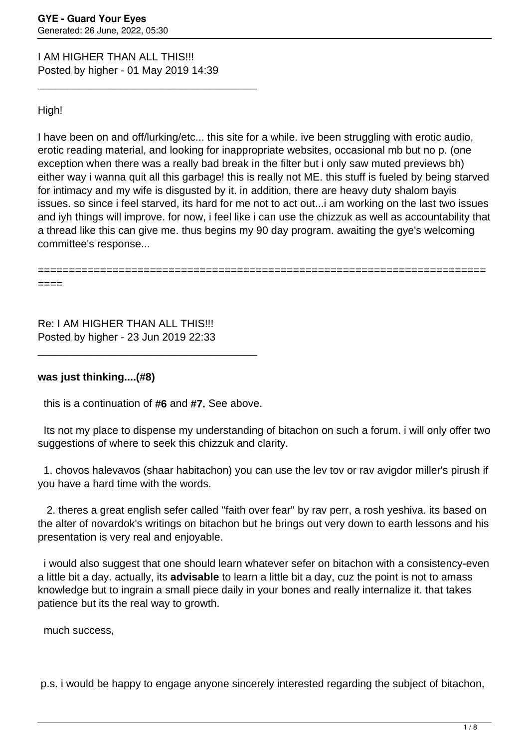I AM HIGHER THAN ALL THIS!!!
Posted by higher - 01 May 2019 14:39

_____________________________________

High!

I have been on and off/lurking/etc... this site for a while. ive been struggling with erotic audio, erotic reading material, and looking for inappropriate websites, occasional mb but no p. (one exception when there was a really bad break in the filter but i only saw muted previews bh) either way i wanna quit all this garbage! this is really not ME. this stuff is fueled by being starved for intimacy and my wife is disgusted by it. in addition, there are heavy duty shalom bayis issues. so since i feel starved, its hard for me not to act out...i am working on the last two issues and iyh things will improve. for now, i feel like i can use the chizzuk as well as accountability that a thread like this can give me. thus begins my 90 day program. awaiting the gye's welcoming committee's response...

========================================================================

Re: I AM HIGHER THAN ALL THIS!!!
Posted by higher - 23 Jun 2019 22:33

_____________________________________

**was just thinking....(#8)**

this is a continuation of **#6** and **#7.** See above.

Its not my place to dispense my understanding of bitachon on such a forum. i will only offer two suggestions of where to seek this chizzuk and clarity.

1. chovos halevavos (shaar habitachon) you can use the lev tov or rav avigdor miller's pirush if you have a hard time with the words.

2. theres a great english sefer called "faith over fear" by rav perr, a rosh yeshiva. its based on the alter of novardok's writings on bitachon but he brings out very down to earth lessons and his presentation is very real and enjoyable.

i would also suggest that one should learn whatever sefer on bitachon with a consistency-even a little bit a day. actually, its **advisable** to learn a little bit a day, cuz the point is not to amass knowledge but to ingrain a small piece daily in your bones and really internalize it. that takes patience but its the real way to growth.

much success,

p.s. i would be happy to engage anyone sincerely interested regarding the subject of bitachon,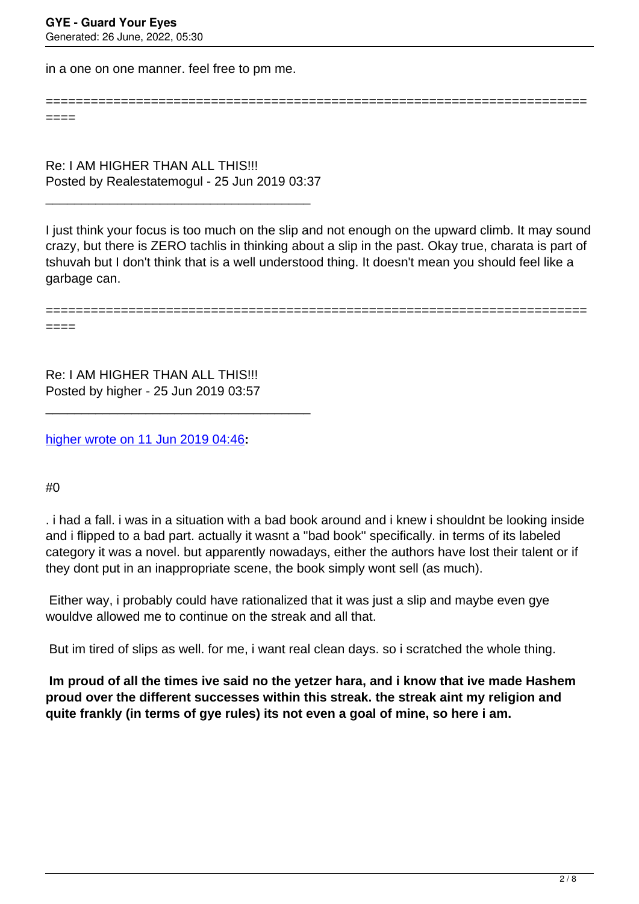in a one on one manner. feel free to pm me.

============================================================================

Re: I AM HIGHER THAN ALL THIS!!!
Posted by Realestatemogul - 25 Jun 2019 03:37

_____________________________________

I just think your focus is too much on the slip and not enough on the upward climb. It may sound crazy, but there is ZERO tachlis in thinking about a slip in the past. Okay true, charata is part of tshuvah but I don't think that is a well understood thing. It doesn't mean you should feel like a garbage can.

============================================================================

Re: I AM HIGHER THAN ALL THIS!!!
Posted by higher - 25 Jun 2019 03:57

_____________________________________

higher wrote on 11 Jun 2019 04:46**:**

#0

. i had a fall. i was in a situation with a bad book around and i knew i shouldnt be looking inside and i flipped to a bad part. actually it wasnt a "bad book" specifically. in terms of its labeled category it was a novel. but apparently nowadays, either the authors have lost their talent or if they dont put in an inappropriate scene, the book simply wont sell (as much).

Either way, i probably could have rationalized that it was just a slip and maybe even gye wouldve allowed me to continue on the streak and all that.

But im tired of slips as well. for me, i want real clean days. so i scratched the whole thing.

**Im proud of all the times ive said no the yetzer hara, and i know that ive made Hashem proud over the different successes within this streak. the streak aint my religion and quite frankly (in terms of gye rules) its not even a goal of mine, so here i am.**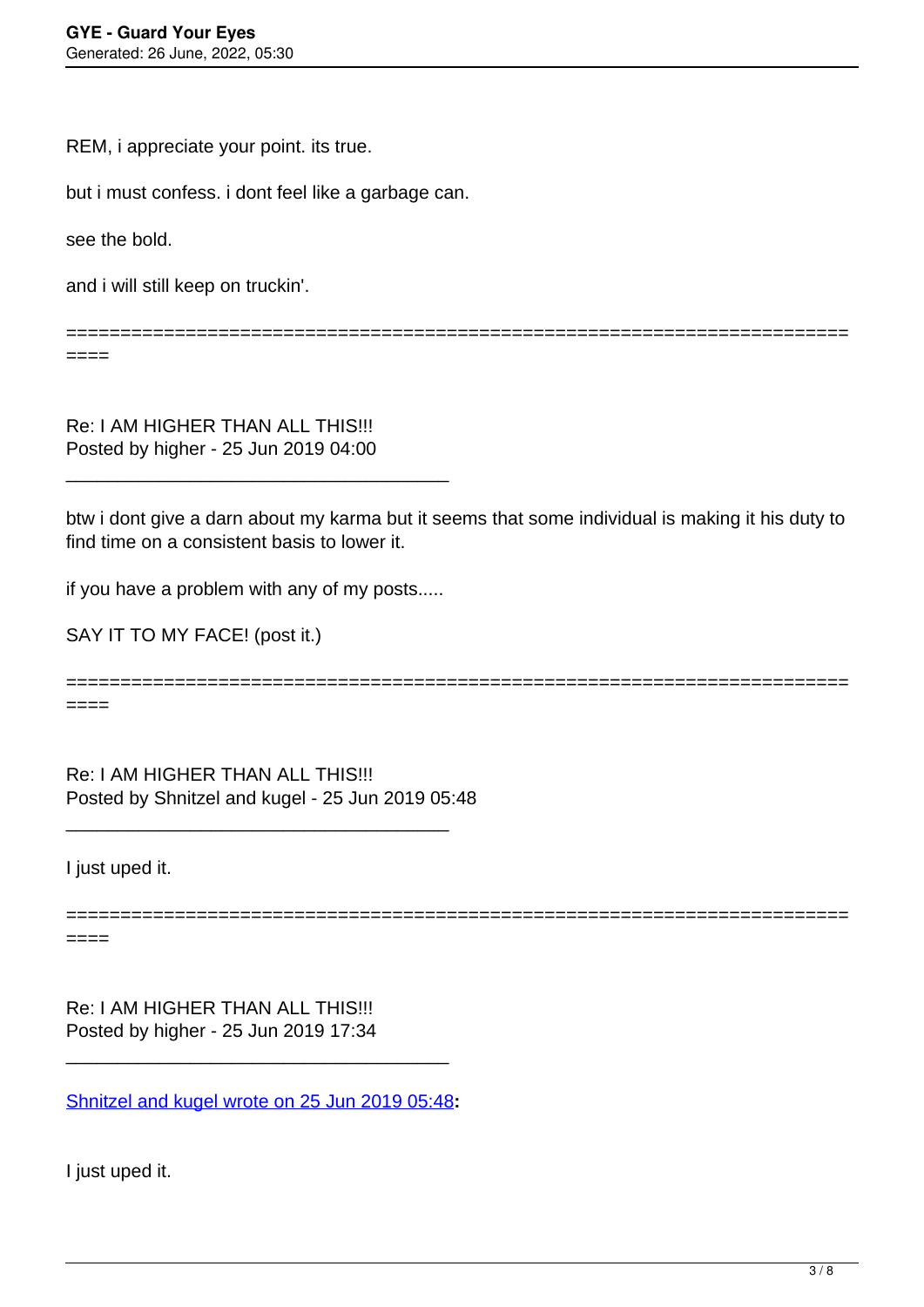REM, i appreciate your point. its true.

but i must confess. i dont feel like a garbage can.

see the bold.

and i will still keep on truckin'.

============================================================================

Re: I AM HIGHER THAN ALL THIS!!!
Posted by higher - 25 Jun 2019 04:00

_____________________________________

btw i dont give a darn about my karma but it seems that some individual is making it his duty to find time on a consistent basis to lower it.

if you have a problem with any of my posts.....

SAY IT TO MY FACE! (post it.)

============================================================================

Re: I AM HIGHER THAN ALL THIS!!!
Posted by Shnitzel and kugel - 25 Jun 2019 05:48

_____________________________________

I just uped it.

============================================================================

Re: I AM HIGHER THAN ALL THIS!!!
Posted by higher - 25 Jun 2019 17:34

_____________________________________

Shnitzel and kugel wrote on 25 Jun 2019 05:48**:**

I just uped it.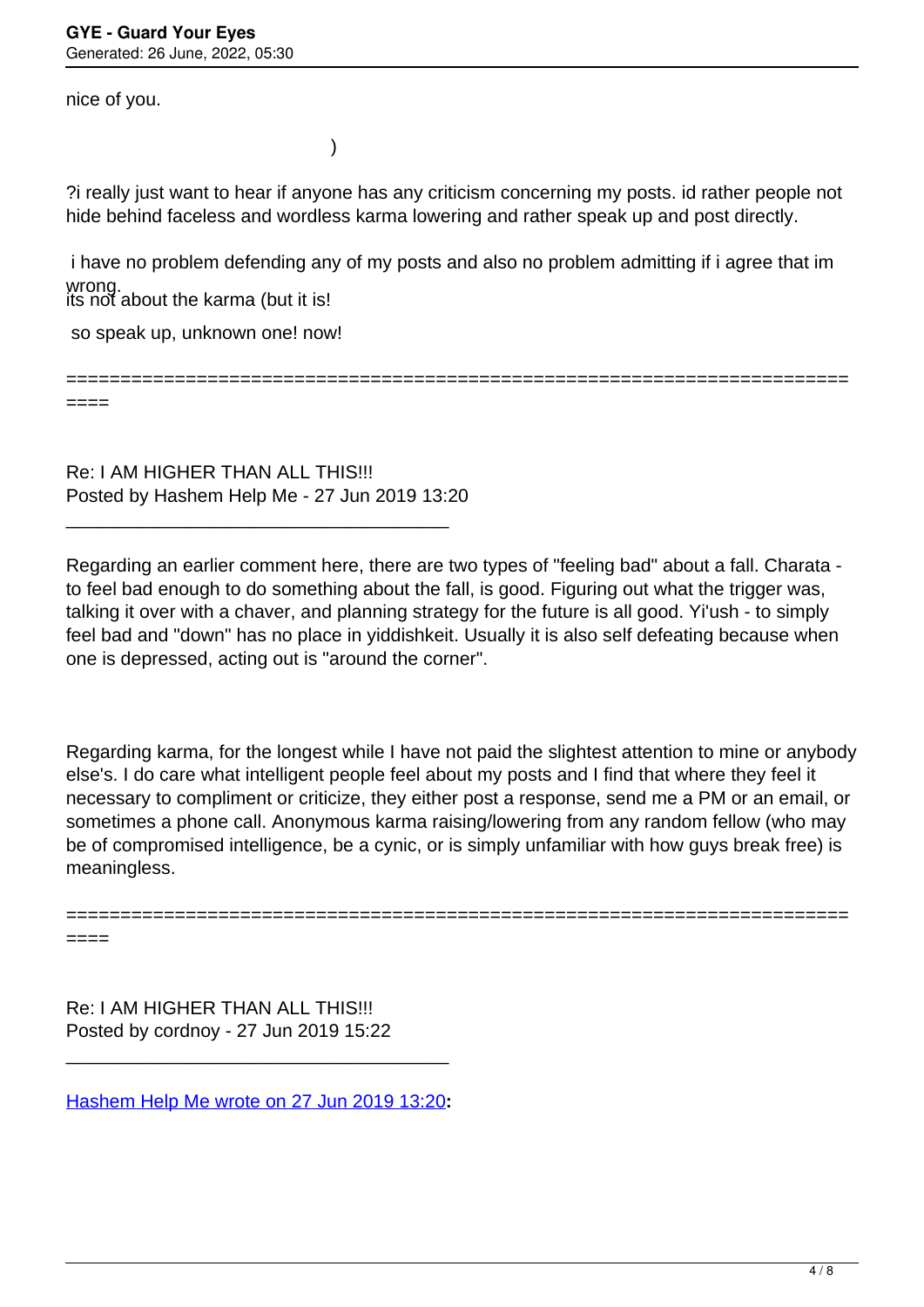nice of you.

)

?i really just want to hear if anyone has any criticism concerning my posts. id rather people not hide behind faceless and wordless karma lowering and rather speak up and post directly.

i have no problem defending any of my posts and also no problem admitting if i agree that im wrong.
its not about the karma (but it is!

so speak up, unknown one! now!

============================================================================

Re: I AM HIGHER THAN ALL THIS!!!
Posted by Hashem Help Me - 27 Jun 2019 13:20

---

Regarding an earlier comment here, there are two types of "feeling bad" about a fall. Charata - to feel bad enough to do something about the fall, is good. Figuring out what the trigger was, talking it over with a chaver, and planning strategy for the future is all good. Yi'ush - to simply feel bad and "down" has no place in yiddishkeit. Usually it is also self defeating because when one is depressed, acting out is "around the corner".

Regarding karma, for the longest while I have not paid the slightest attention to mine or anybody else's. I do care what intelligent people feel about my posts and I find that where they feel it necessary to compliment or criticize, they either post a response, send me a PM or an email, or sometimes a phone call. Anonymous karma raising/lowering from any random fellow (who may be of compromised intelligence, be a cynic, or is simply unfamiliar with how guys break free) is meaningless.

============================================================================

Re: I AM HIGHER THAN ALL THIS!!!
Posted by cordnoy - 27 Jun 2019 15:22

---

Hashem Help Me wrote on 27 Jun 2019 13:20**:**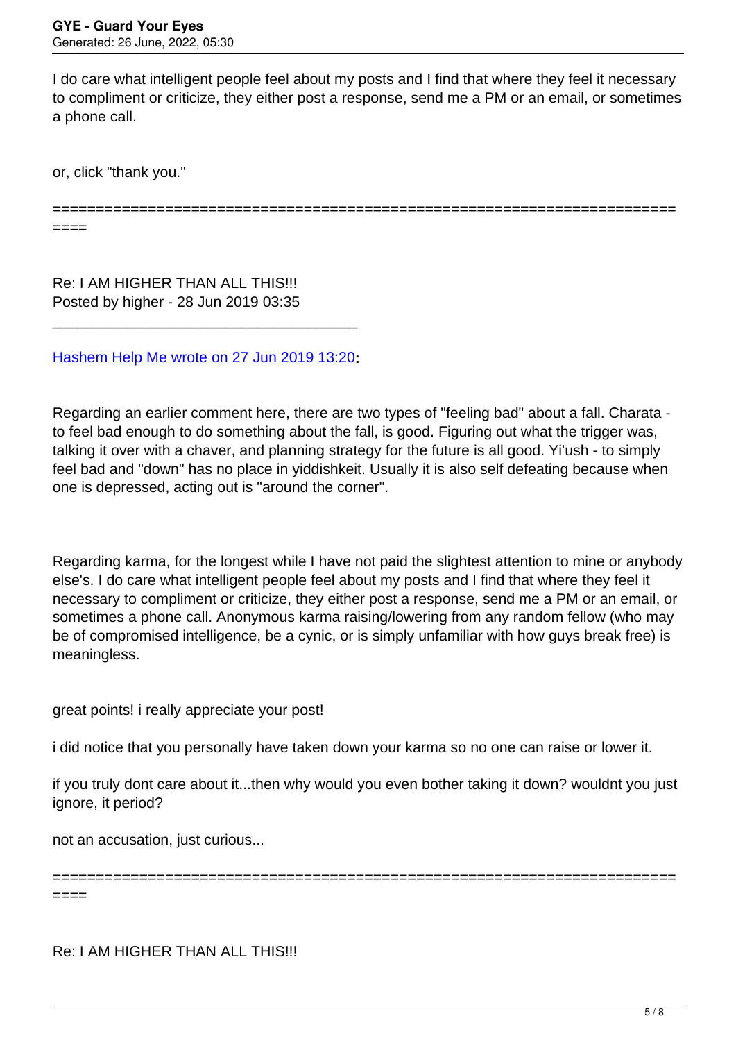I do care what intelligent people feel about my posts and I find that where they feel it necessary to compliment or criticize, they either post a response, send me a PM or an email, or sometimes a phone call.

or, click "thank you."

========================================================================

Re: I AM HIGHER THAN ALL THIS!!!
Posted by higher - 28 Jun 2019 03:35

---

Hashem Help Me wrote on 27 Jun 2019 13:20**:**

Regarding an earlier comment here, there are two types of "feeling bad" about a fall. Charata - to feel bad enough to do something about the fall, is good. Figuring out what the trigger was, talking it over with a chaver, and planning strategy for the future is all good. Yi'ush - to simply feel bad and "down" has no place in yiddishkeit. Usually it is also self defeating because when one is depressed, acting out is "around the corner".

Regarding karma, for the longest while I have not paid the slightest attention to mine or anybody else's. I do care what intelligent people feel about my posts and I find that where they feel it necessary to compliment or criticize, they either post a response, send me a PM or an email, or sometimes a phone call. Anonymous karma raising/lowering from any random fellow (who may be of compromised intelligence, be a cynic, or is simply unfamiliar with how guys break free) is meaningless.

great points! i really appreciate your post!

i did notice that you personally have taken down your karma so no one can raise or lower it.

if you truly dont care about it...then why would you even bother taking it down? wouldnt you just ignore, it period?

not an accusation, just curious...

========================================================================

Re: I AM HIGHER THAN ALL THIS!!!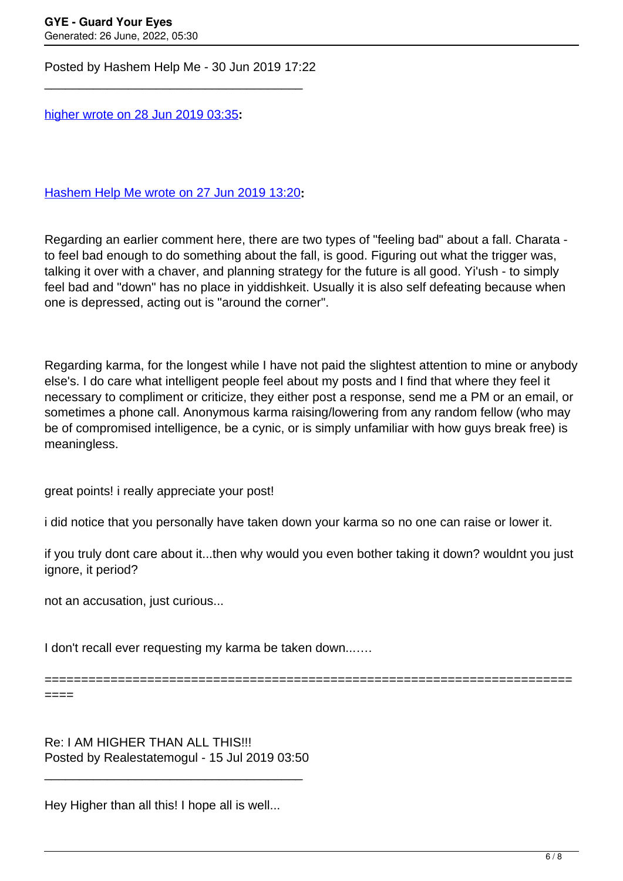Posted by Hashem Help Me - 30 Jun 2019 17:22

\_\_\_\_\_\_\_\_\_\_\_\_\_\_\_\_\_\_\_\_\_\_\_\_\_\_\_\_\_\_\_\_\_\_\_\_\_

higher wrote on 28 Jun 2019 03:35**:**

Hashem Help Me wrote on 27 Jun 2019 13:20**:**

Regarding an earlier comment here, there are two types of "feeling bad" about a fall. Charata - to feel bad enough to do something about the fall, is good. Figuring out what the trigger was, talking it over with a chaver, and planning strategy for the future is all good. Yi'ush - to simply feel bad and "down" has no place in yiddishkeit. Usually it is also self defeating because when one is depressed, acting out is "around the corner".

Regarding karma, for the longest while I have not paid the slightest attention to mine or anybody else's. I do care what intelligent people feel about my posts and I find that where they feel it necessary to compliment or criticize, they either post a response, send me a PM or an email, or sometimes a phone call. Anonymous karma raising/lowering from any random fellow (who may be of compromised intelligence, be a cynic, or is simply unfamiliar with how guys break free) is meaningless.

great points! i really appreciate your post!

i did notice that you personally have taken down your karma so no one can raise or lower it.

if you truly dont care about it...then why would you even bother taking it down? wouldnt you just ignore, it period?

not an accusation, just curious...

I don't recall ever requesting my karma be taken down.......

========================================================================

Re: I AM HIGHER THAN ALL THIS!!!
Posted by Realestatemogul - 15 Jul 2019 03:50

\_\_\_\_\_\_\_\_\_\_\_\_\_\_\_\_\_\_\_\_\_\_\_\_\_\_\_\_\_\_\_\_\_\_\_\_\_

Hey Higher than all this! I hope all is well...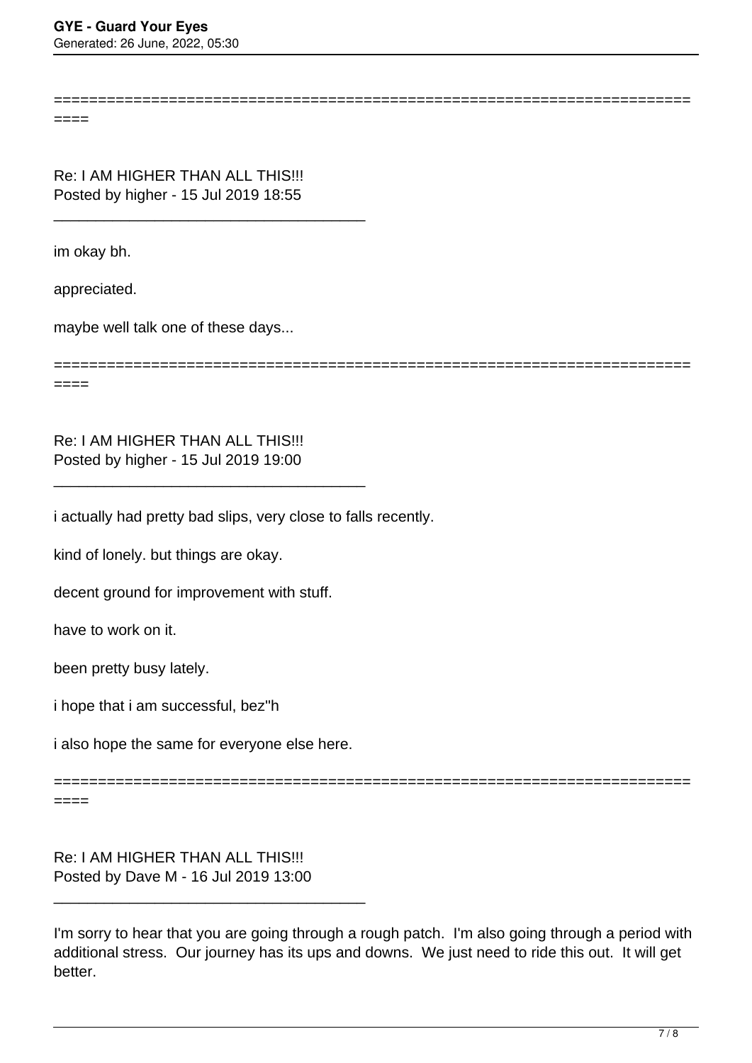====================================================================

Re: I AM HIGHER THAN ALL THIS!!!
Posted by higher - 15 Jul 2019 18:55

---

im okay bh.

appreciated.

maybe well talk one of these days...

====================================================================

Re: I AM HIGHER THAN ALL THIS!!!
Posted by higher - 15 Jul 2019 19:00

---

i actually had pretty bad slips, very close to falls recently.

kind of lonely. but things are okay.

decent ground for improvement with stuff.

have to work on it.

been pretty busy lately.

i hope that i am successful, bez"h

i also hope the same for everyone else here.

====================================================================

Re: I AM HIGHER THAN ALL THIS!!!
Posted by Dave M - 16 Jul 2019 13:00

---

I'm sorry to hear that you are going through a rough patch. I'm also going through a period with additional stress. Our journey has its ups and downs. We just need to ride this out. It will get better.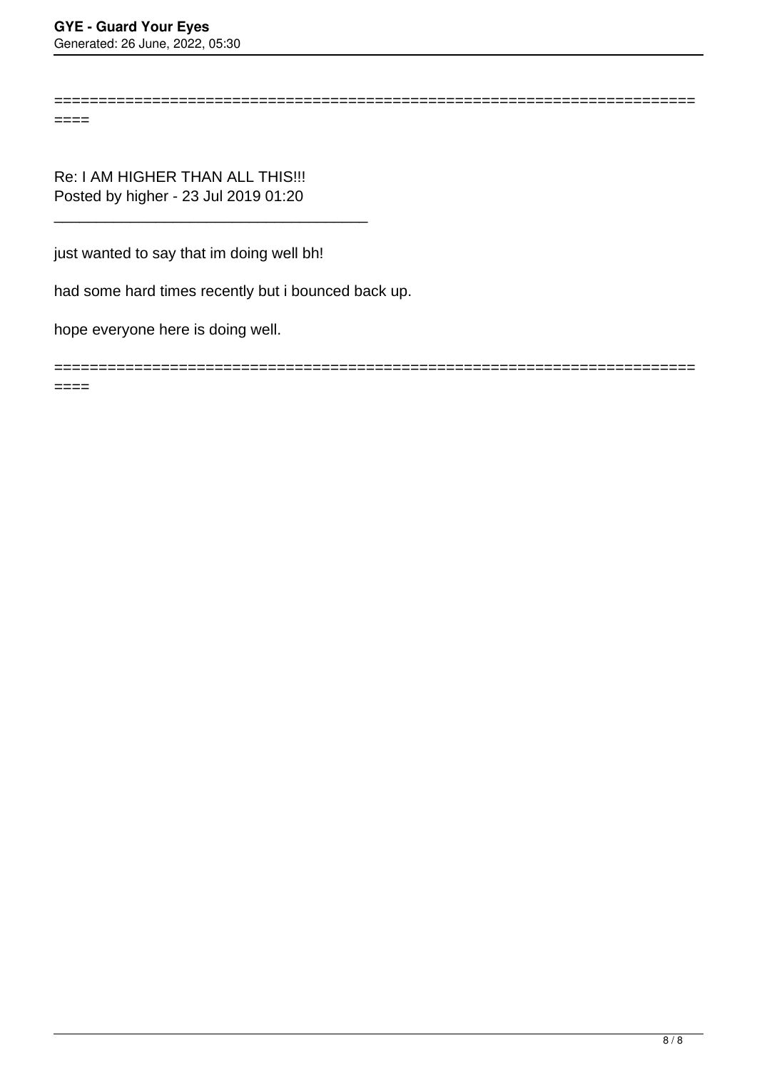Re: I AM HIGHER THAN ALL THIS!!!
Posted by higher - 23 Jul 2019 01:20

---

just wanted to say that im doing well bh!

had some hard times recently but i bounced back up.

hope everyone here is doing well.

---